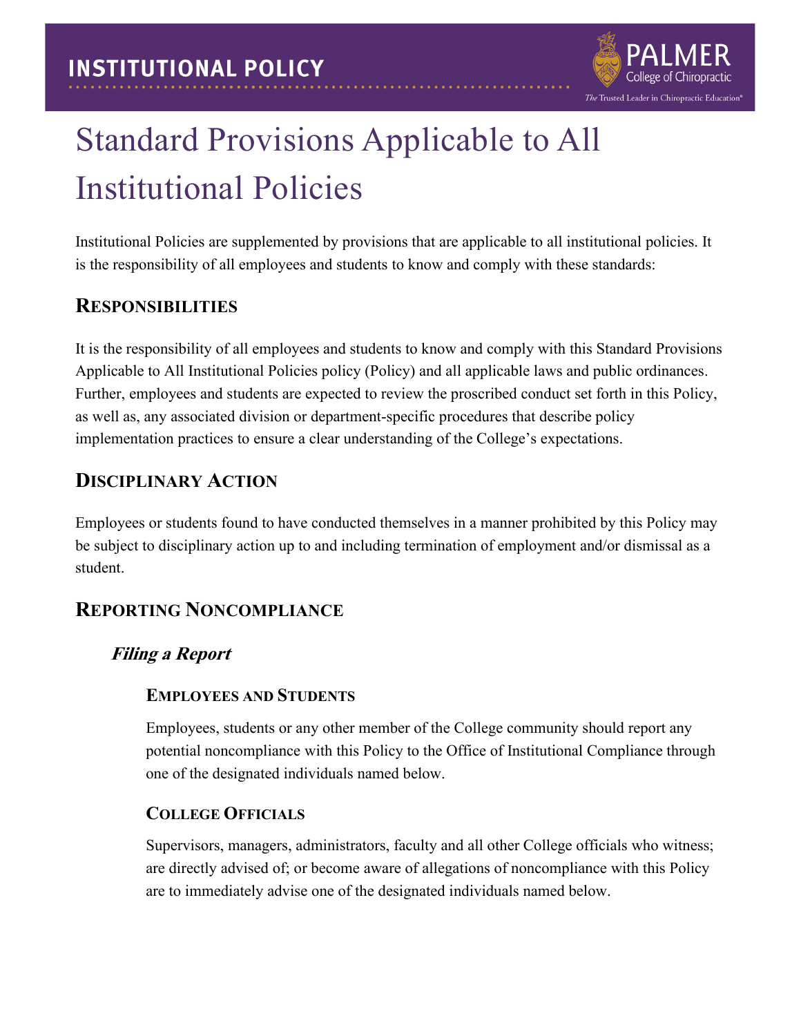INSTITUTIONAL POLICY

# Standard Provisions Applicable to All Institutional Policies

Institutional Policies are supplemented by provisions that are applicable to all institutional policies. It is the responsibility of all employees and students to know and comply with these standards:

## Responsibilities

It is the responsibility of all employees and students to know and comply with this Standard Provisions Applicable to All Institutional Policies policy (Policy) and all applicable laws and public ordinances. Further, employees and students are expected to review the proscribed conduct set forth in this Policy, as well as, any associated division or department-specific procedures that describe policy implementation practices to ensure a clear understanding of the College's expectations.

## Disciplinary Action

Employees or students found to have conducted themselves in a manner prohibited by this Policy may be subject to disciplinary action up to and including termination of employment and/or dismissal as a student.

## Reporting Noncompliance

### *Filing a Report*

#### Employees and Students

Employees, students or any other member of the College community should report any potential noncompliance with this Policy to the Office of Institutional Compliance through one of the designated individuals named below.

#### College Officials

Supervisors, managers, administrators, faculty and all other College officials who witness; are directly advised of; or become aware of allegations of noncompliance with this Policy are to immediately advise one of the designated individuals named below.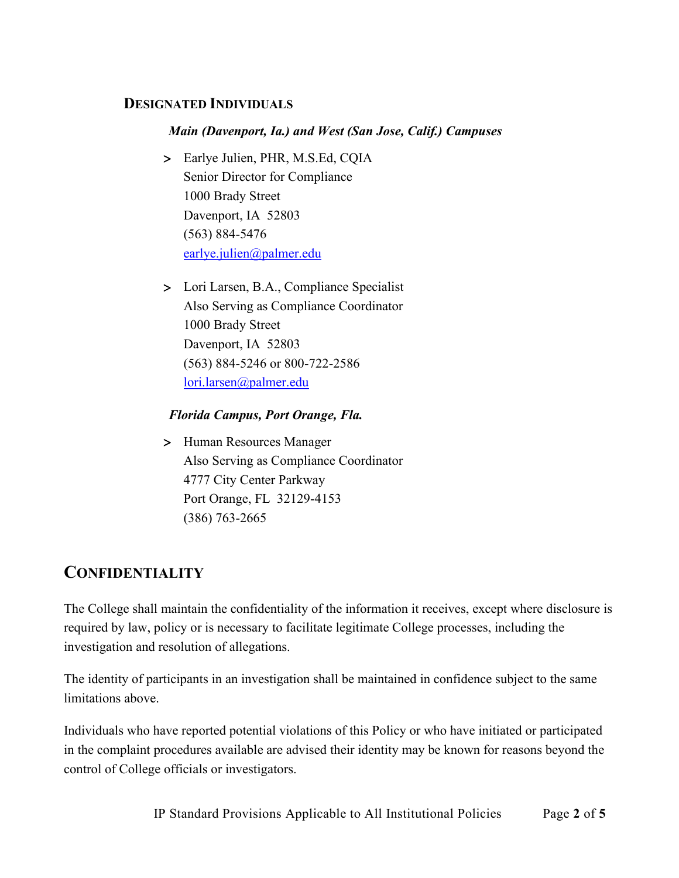### Designated Individuals

***Main (Davenport, Ia.) and West (San Jose, Calif.) Campuses***

> Earlye Julien, PHR, M.S.Ed, CQIA
> Senior Director for Compliance
> 1000 Brady Street
> Davenport, IA 52803
> (563) 884-5476
> earlye.julien@palmer.edu

> Lori Larsen, B.A., Compliance Specialist
> Also Serving as Compliance Coordinator
> 1000 Brady Street
> Davenport, IA 52803
> (563) 884-5246 or 800-722-2586
> lori.larsen@palmer.edu

***Florida Campus, Port Orange, Fla.***

> Human Resources Manager
> Also Serving as Compliance Coordinator
> 4777 City Center Parkway
> Port Orange, FL 32129-4153
> (386) 763-2665

## Confidentiality

The College shall maintain the confidentiality of the information it receives, except where disclosure is required by law, policy or is necessary to facilitate legitimate College processes, including the investigation and resolution of allegations.

The identity of participants in an investigation shall be maintained in confidence subject to the same limitations above.

Individuals who have reported potential violations of this Policy or who have initiated or participated in the complaint procedures available are advised their identity may be known for reasons beyond the control of College officials or investigators.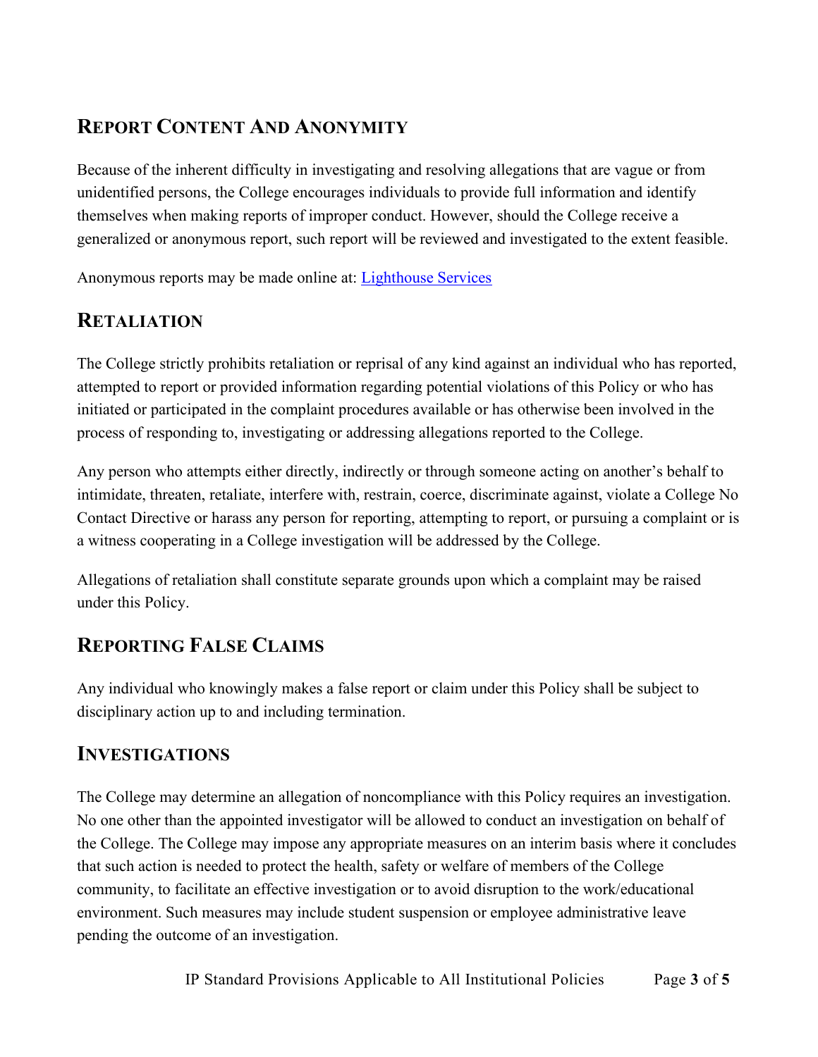## Report Content And Anonymity

Because of the inherent difficulty in investigating and resolving allegations that are vague or from unidentified persons, the College encourages individuals to provide full information and identify themselves when making reports of improper conduct. However, should the College receive a generalized or anonymous report, such report will be reviewed and investigated to the extent feasible.

Anonymous reports may be made online at: Lighthouse Services

## Retaliation

The College strictly prohibits retaliation or reprisal of any kind against an individual who has reported, attempted to report or provided information regarding potential violations of this Policy or who has initiated or participated in the complaint procedures available or has otherwise been involved in the process of responding to, investigating or addressing allegations reported to the College.

Any person who attempts either directly, indirectly or through someone acting on another's behalf to intimidate, threaten, retaliate, interfere with, restrain, coerce, discriminate against, violate a College No Contact Directive or harass any person for reporting, attempting to report, or pursuing a complaint or is a witness cooperating in a College investigation will be addressed by the College.

Allegations of retaliation shall constitute separate grounds upon which a complaint may be raised under this Policy.

## Reporting False Claims

Any individual who knowingly makes a false report or claim under this Policy shall be subject to disciplinary action up to and including termination.

## Investigations

The College may determine an allegation of noncompliance with this Policy requires an investigation. No one other than the appointed investigator will be allowed to conduct an investigation on behalf of the College. The College may impose any appropriate measures on an interim basis where it concludes that such action is needed to protect the health, safety or welfare of members of the College community, to facilitate an effective investigation or to avoid disruption to the work/educational environment. Such measures may include student suspension or employee administrative leave pending the outcome of an investigation.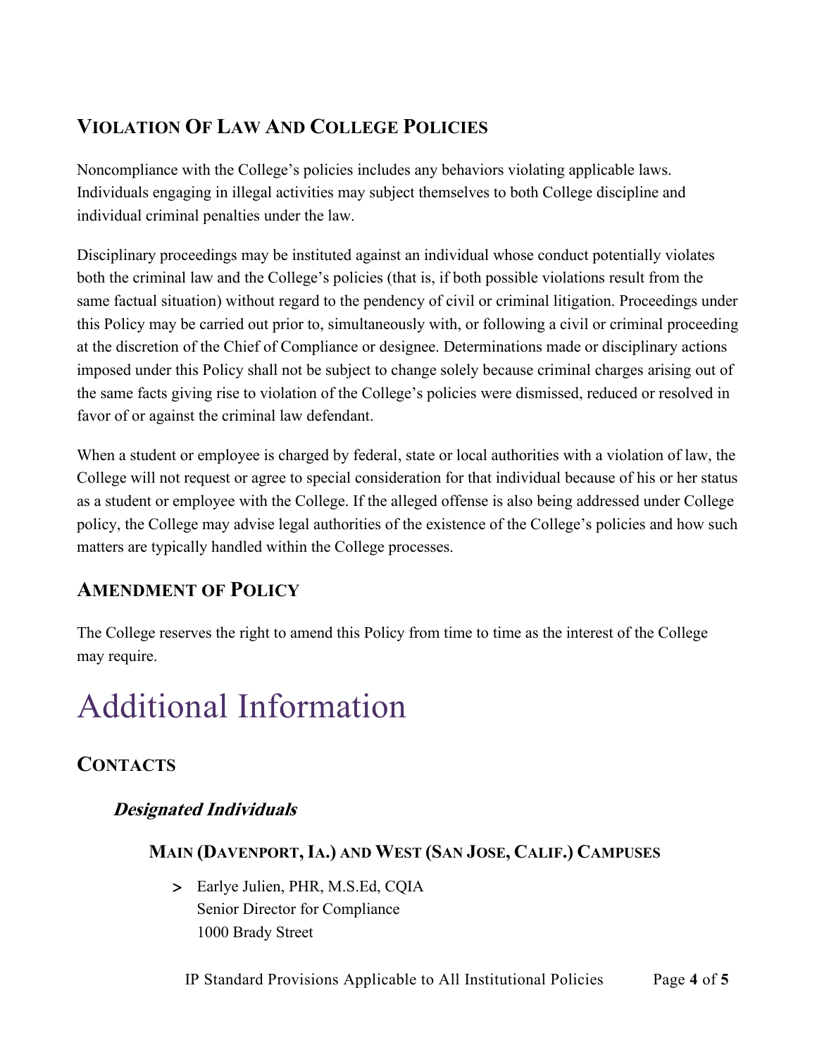## VIOLATION OF LAW AND COLLEGE POLICIES

Noncompliance with the College's policies includes any behaviors violating applicable laws. Individuals engaging in illegal activities may subject themselves to both College discipline and individual criminal penalties under the law.

Disciplinary proceedings may be instituted against an individual whose conduct potentially violates both the criminal law and the College's policies (that is, if both possible violations result from the same factual situation) without regard to the pendency of civil or criminal litigation. Proceedings under this Policy may be carried out prior to, simultaneously with, or following a civil or criminal proceeding at the discretion of the Chief of Compliance or designee. Determinations made or disciplinary actions imposed under this Policy shall not be subject to change solely because criminal charges arising out of the same facts giving rise to violation of the College's policies were dismissed, reduced or resolved in favor of or against the criminal law defendant.

When a student or employee is charged by federal, state or local authorities with a violation of law, the College will not request or agree to special consideration for that individual because of his or her status as a student or employee with the College. If the alleged offense is also being addressed under College policy, the College may advise legal authorities of the existence of the College's policies and how such matters are typically handled within the College processes.

## AMENDMENT OF POLICY

The College reserves the right to amend this Policy from time to time as the interest of the College may require.

# Additional Information

## CONTACTS

### *Designated Individuals*

#### MAIN (DAVENPORT, IA.) AND WEST (SAN JOSE, CALIF.) CAMPUSES

- Earlye Julien, PHR, M.S.Ed, CQIA
  Senior Director for Compliance
  1000 Brady Street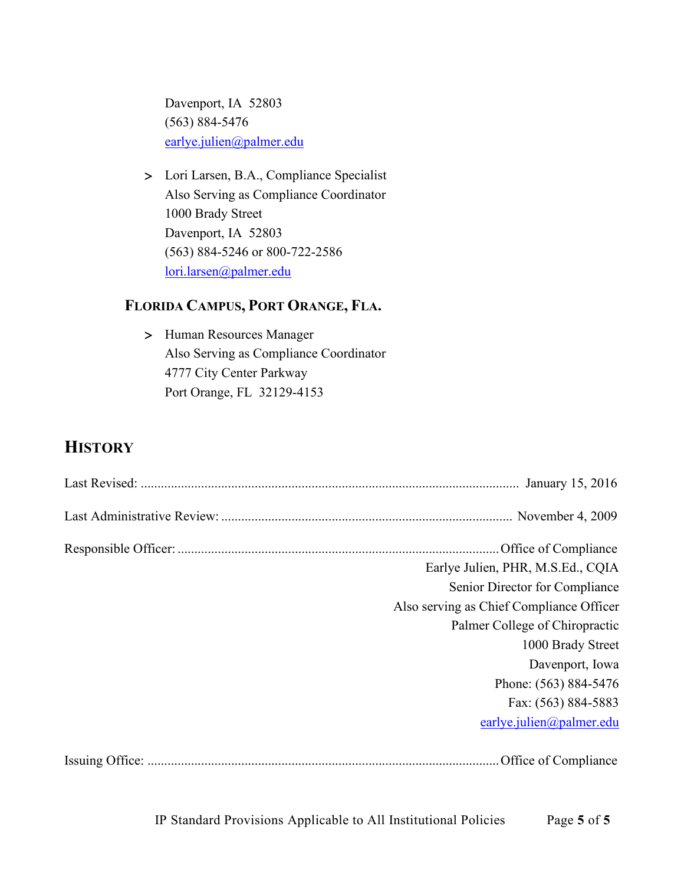Davenport, IA 52803
(563) 884-5476
earlye.julien@palmer.edu

> Lori Larsen, B.A., Compliance Specialist
> Also Serving as Compliance Coordinator
> 1000 Brady Street
> Davenport, IA 52803
> (563) 884-5246 or 800-722-2586
> lori.larsen@palmer.edu

### FLORIDA CAMPUS, PORT ORANGE, FLA.

> Human Resources Manager
> Also Serving as Compliance Coordinator
> 4777 City Center Parkway
> Port Orange, FL 32129-4153

## HISTORY

Last Revised: ........................................ January 15, 2016

Last Administrative Review: ........................................ November 4, 2009

Responsible Officer: ........................................ Office of Compliance
Earlye Julien, PHR, M.S.Ed., CQIA
Senior Director for Compliance
Also serving as Chief Compliance Officer
Palmer College of Chiropractic
1000 Brady Street
Davenport, Iowa
Phone: (563) 884-5476
Fax: (563) 884-5883
earlye.julien@palmer.edu

Issuing Office: ........................................ Office of Compliance